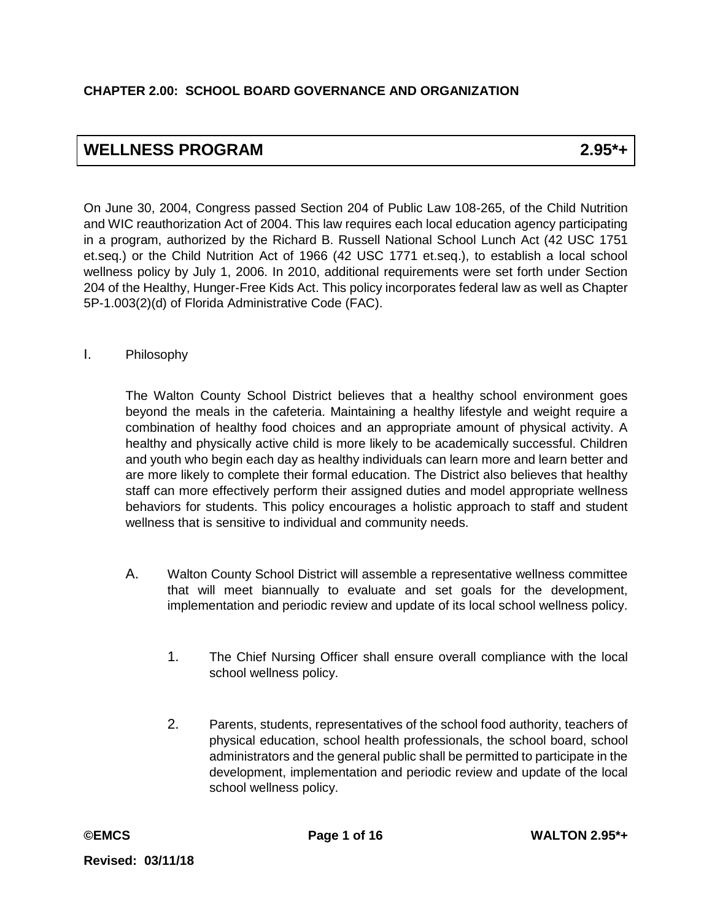**CHAPTER 2.00: SCHOOL BOARD GOVERNANCE AND ORGANIZATION**

# WELLNESS PROGRAM 2.95*+

On June 30, 2004, Congress passed Section 204 of Public Law 108-265, of the Child Nutrition and WIC reauthorization Act of 2004. This law requires each local education agency participating in a program, authorized by the Richard B. Russell National School Lunch Act (42 USC 1751 et.seq.) or the Child Nutrition Act of 1966 (42 USC 1771 et.seq.), to establish a local school wellness policy by July 1, 2006. In 2010, additional requirements were set forth under Section 204 of the Healthy, Hunger-Free Kids Act. This policy incorporates federal law as well as Chapter 5P-1.003(2)(d) of Florida Administrative Code (FAC).

## I. Philosophy

The Walton County School District believes that a healthy school environment goes beyond the meals in the cafeteria. Maintaining a healthy lifestyle and weight require a combination of healthy food choices and an appropriate amount of physical activity. A healthy and physically active child is more likely to be academically successful. Children and youth who begin each day as healthy individuals can learn more and learn better and are more likely to complete their formal education. The District also believes that healthy staff can more effectively perform their assigned duties and model appropriate wellness behaviors for students. This policy encourages a holistic approach to staff and student wellness that is sensitive to individual and community needs.

A. Walton County School District will assemble a representative wellness committee that will meet biannually to evaluate and set goals for the development, implementation and periodic review and update of its local school wellness policy.

1. The Chief Nursing Officer shall ensure overall compliance with the local school wellness policy.

2. Parents, students, representatives of the school food authority, teachers of physical education, school health professionals, the school board, school administrators and the general public shall be permitted to participate in the development, implementation and periodic review and update of the local school wellness policy.

Revised: 03/11/18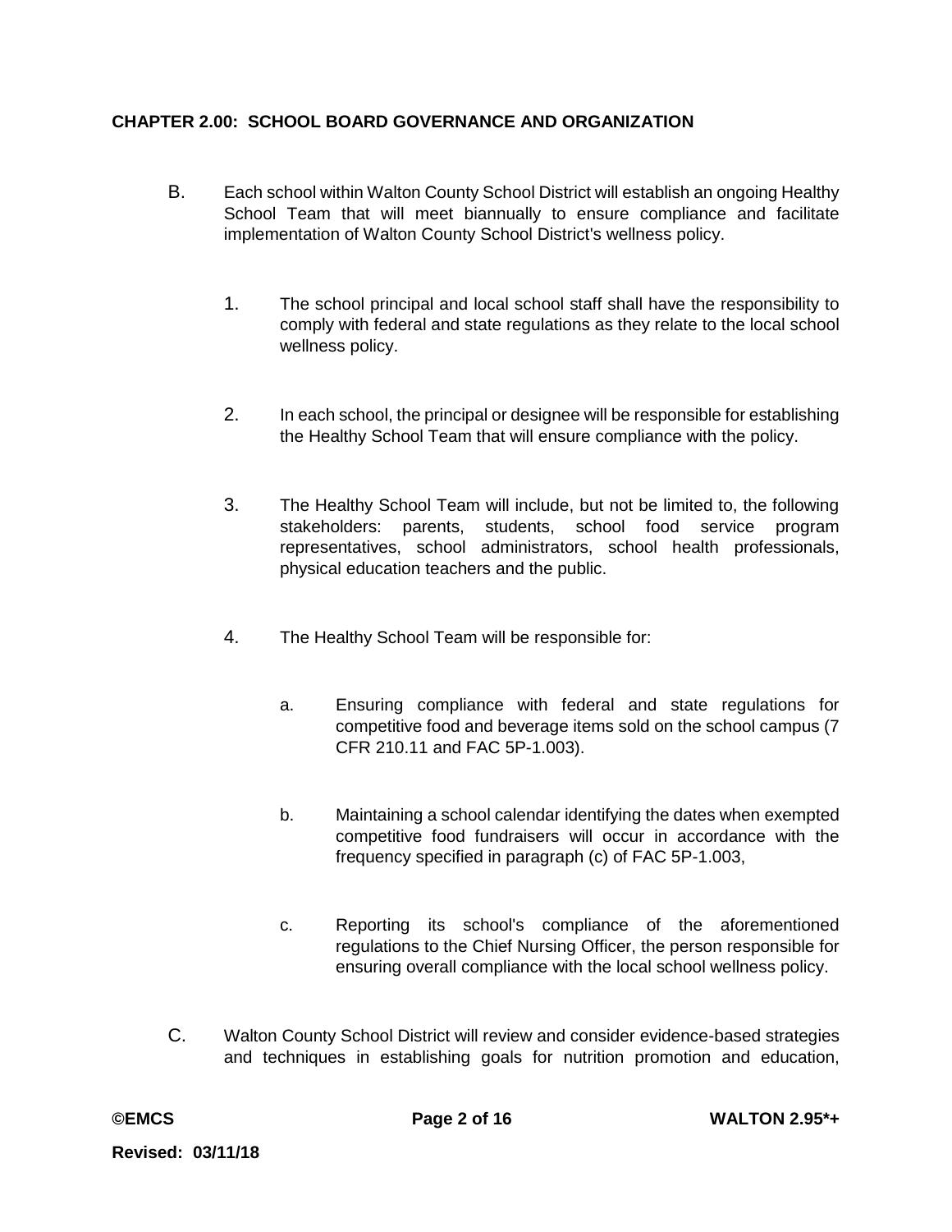**CHAPTER 2.00: SCHOOL BOARD GOVERNANCE AND ORGANIZATION**

B. Each school within Walton County School District will establish an ongoing Healthy School Team that will meet biannually to ensure compliance and facilitate implementation of Walton County School District's wellness policy.

1. The school principal and local school staff shall have the responsibility to comply with federal and state regulations as they relate to the local school wellness policy.

2. In each school, the principal or designee will be responsible for establishing the Healthy School Team that will ensure compliance with the policy.

3. The Healthy School Team will include, but not be limited to, the following stakeholders: parents, students, school food service program representatives, school administrators, school health professionals, physical education teachers and the public.

4. The Healthy School Team will be responsible for:

   a. Ensuring compliance with federal and state regulations for competitive food and beverage items sold on the school campus (7 CFR 210.11 and FAC 5P-1.003).

   b. Maintaining a school calendar identifying the dates when exempted competitive food fundraisers will occur in accordance with the frequency specified in paragraph (c) of FAC 5P-1.003,

   c. Reporting its school's compliance of the aforementioned regulations to the Chief Nursing Officer, the person responsible for ensuring overall compliance with the local school wellness policy.

C. Walton County School District will review and consider evidence-based strategies and techniques in establishing goals for nutrition promotion and education,

**©EMCS** **WALTON 2.95*+**

**Revised: 03/11/18**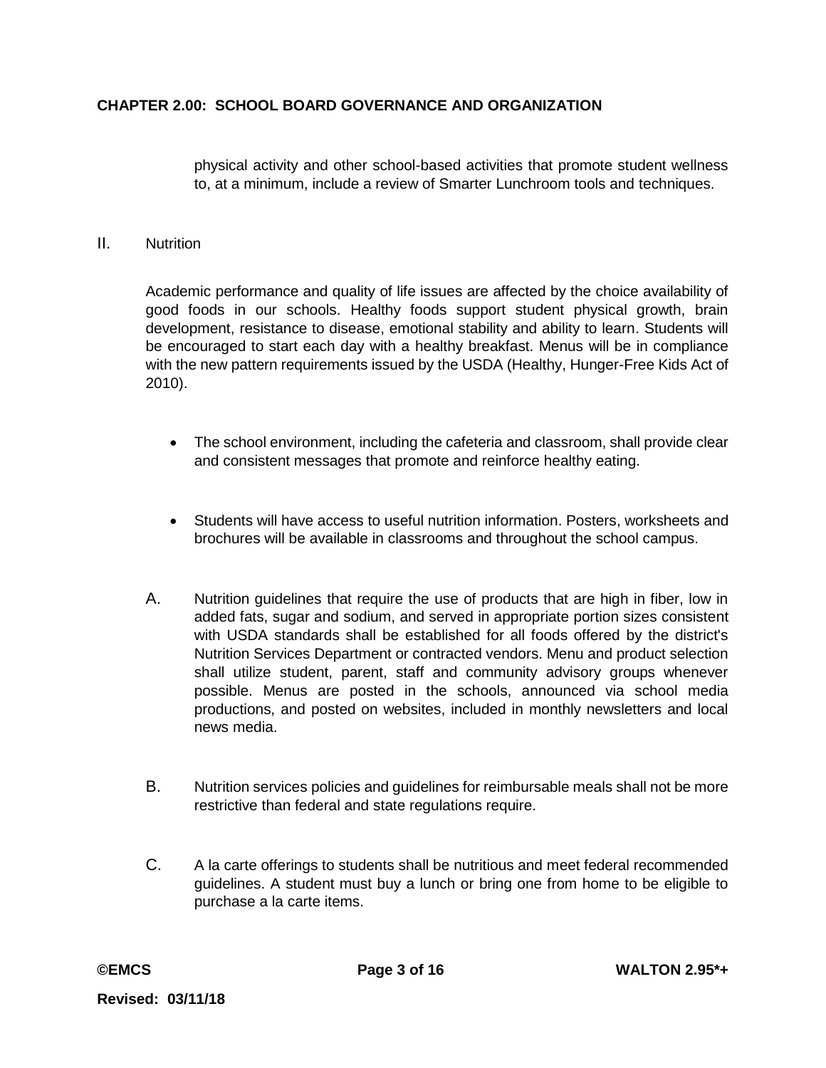physical activity and other school-based activities that promote student wellness to, at a minimum, include a review of Smarter Lunchroom tools and techniques.

II. Nutrition

Academic performance and quality of life issues are affected by the choice availability of good foods in our schools. Healthy foods support student physical growth, brain development, resistance to disease, emotional stability and ability to learn. Students will be encouraged to start each day with a healthy breakfast. Menus will be in compliance with the new pattern requirements issued by the USDA (Healthy, Hunger-Free Kids Act of 2010).

- The school environment, including the cafeteria and classroom, shall provide clear and consistent messages that promote and reinforce healthy eating.

- Students will have access to useful nutrition information. Posters, worksheets and brochures will be available in classrooms and throughout the school campus.

A. Nutrition guidelines that require the use of products that are high in fiber, low in added fats, sugar and sodium, and served in appropriate portion sizes consistent with USDA standards shall be established for all foods offered by the district's Nutrition Services Department or contracted vendors. Menu and product selection shall utilize student, parent, staff and community advisory groups whenever possible. Menus are posted in the schools, announced via school media productions, and posted on websites, included in monthly newsletters and local news media.

B. Nutrition services policies and guidelines for reimbursable meals shall not be more restrictive than federal and state regulations require.

C. A la carte offerings to students shall be nutritious and meet federal recommended guidelines. A student must buy a lunch or bring one from home to be eligible to purchase a la carte items.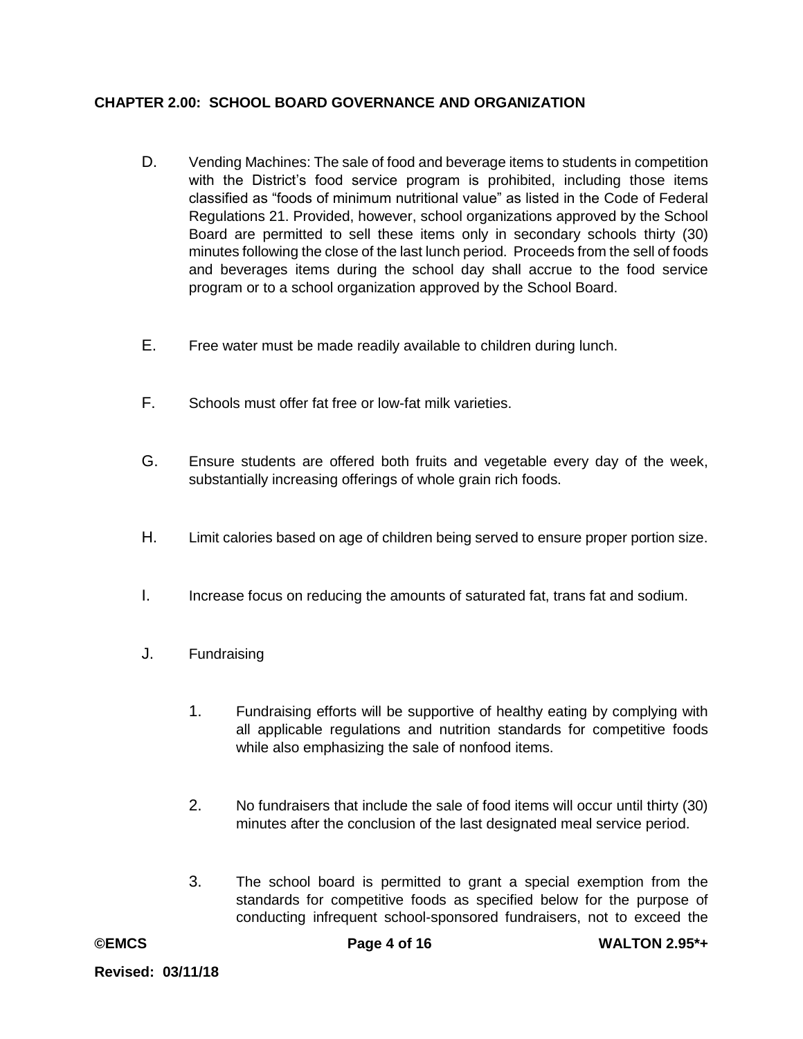**CHAPTER 2.00: SCHOOL BOARD GOVERNANCE AND ORGANIZATION**

D. Vending Machines: The sale of food and beverage items to students in competition with the District's food service program is prohibited, including those items classified as "foods of minimum nutritional value" as listed in the Code of Federal Regulations 21. Provided, however, school organizations approved by the School Board are permitted to sell these items only in secondary schools thirty (30) minutes following the close of the last lunch period. Proceeds from the sell of foods and beverages items during the school day shall accrue to the food service program or to a school organization approved by the School Board.

E. Free water must be made readily available to children during lunch.

F. Schools must offer fat free or low-fat milk varieties.

G. Ensure students are offered both fruits and vegetable every day of the week, substantially increasing offerings of whole grain rich foods.

H. Limit calories based on age of children being served to ensure proper portion size.

I. Increase focus on reducing the amounts of saturated fat, trans fat and sodium.

J. Fundraising

  1. Fundraising efforts will be supportive of healthy eating by complying with all applicable regulations and nutrition standards for competitive foods while also emphasizing the sale of nonfood items.

  2. No fundraisers that include the sale of food items will occur until thirty (30) minutes after the conclusion of the last designated meal service period.

  3. The school board is permitted to grant a special exemption from the standards for competitive foods as specified below for the purpose of conducting infrequent school-sponsored fundraisers, not to exceed the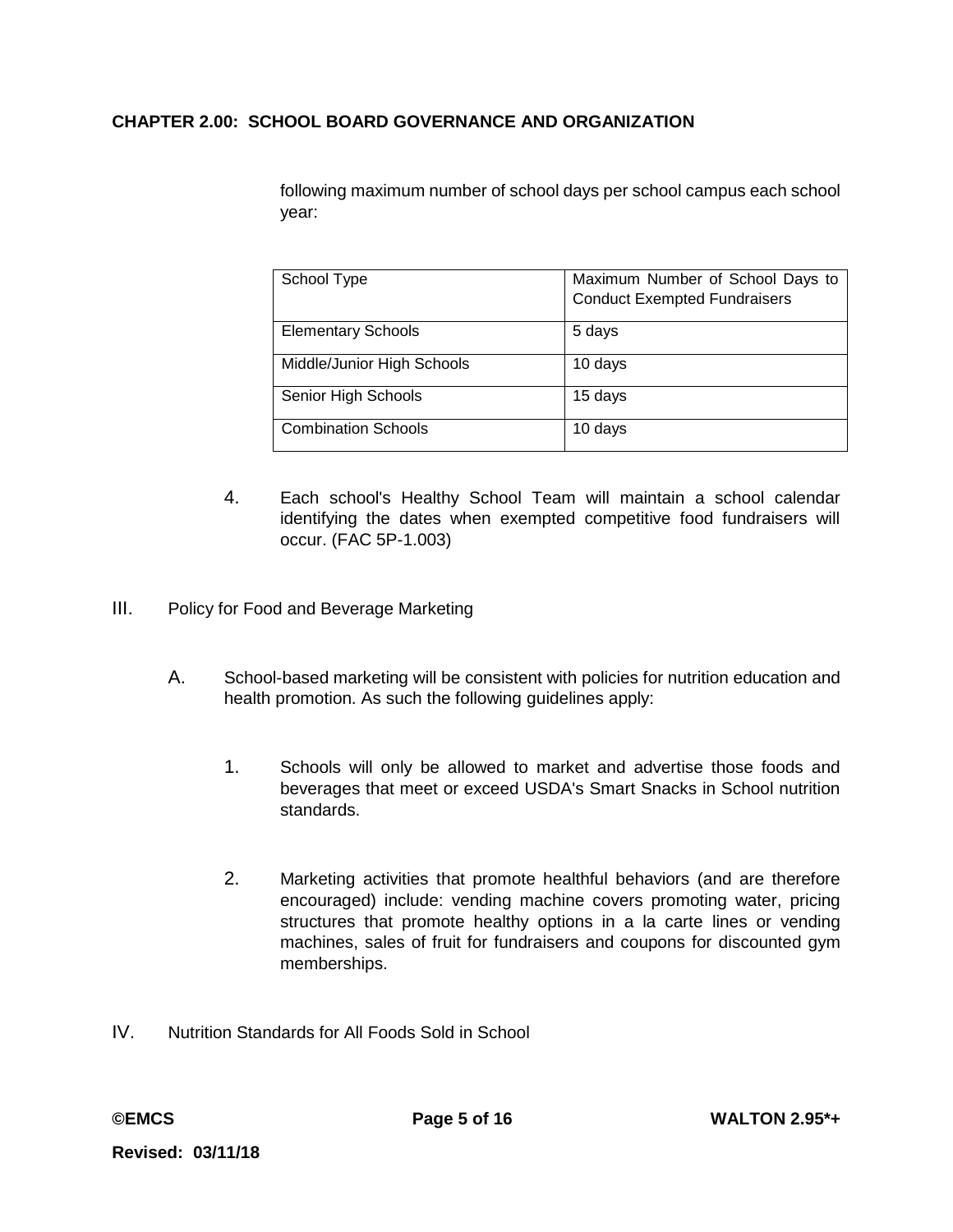following maximum number of school days per school campus each school year:

| School Type | Maximum Number of School Days to Conduct Exempted Fundraisers |
|---|---|
| Elementary Schools | 5 days |
| Middle/Junior High Schools | 10 days |
| Senior High Schools | 15 days |
| Combination Schools | 10 days |

4. Each school's Healthy School Team will maintain a school calendar identifying the dates when exempted competitive food fundraisers will occur. (FAC 5P-1.003)

III. Policy for Food and Beverage Marketing

A. School-based marketing will be consistent with policies for nutrition education and health promotion. As such the following guidelines apply:

1. Schools will only be allowed to market and advertise those foods and beverages that meet or exceed USDA's Smart Snacks in School nutrition standards.

2. Marketing activities that promote healthful behaviors (and are therefore encouraged) include: vending machine covers promoting water, pricing structures that promote healthy options in a la carte lines or vending machines, sales of fruit for fundraisers and coupons for discounted gym memberships.

IV. Nutrition Standards for All Foods Sold in School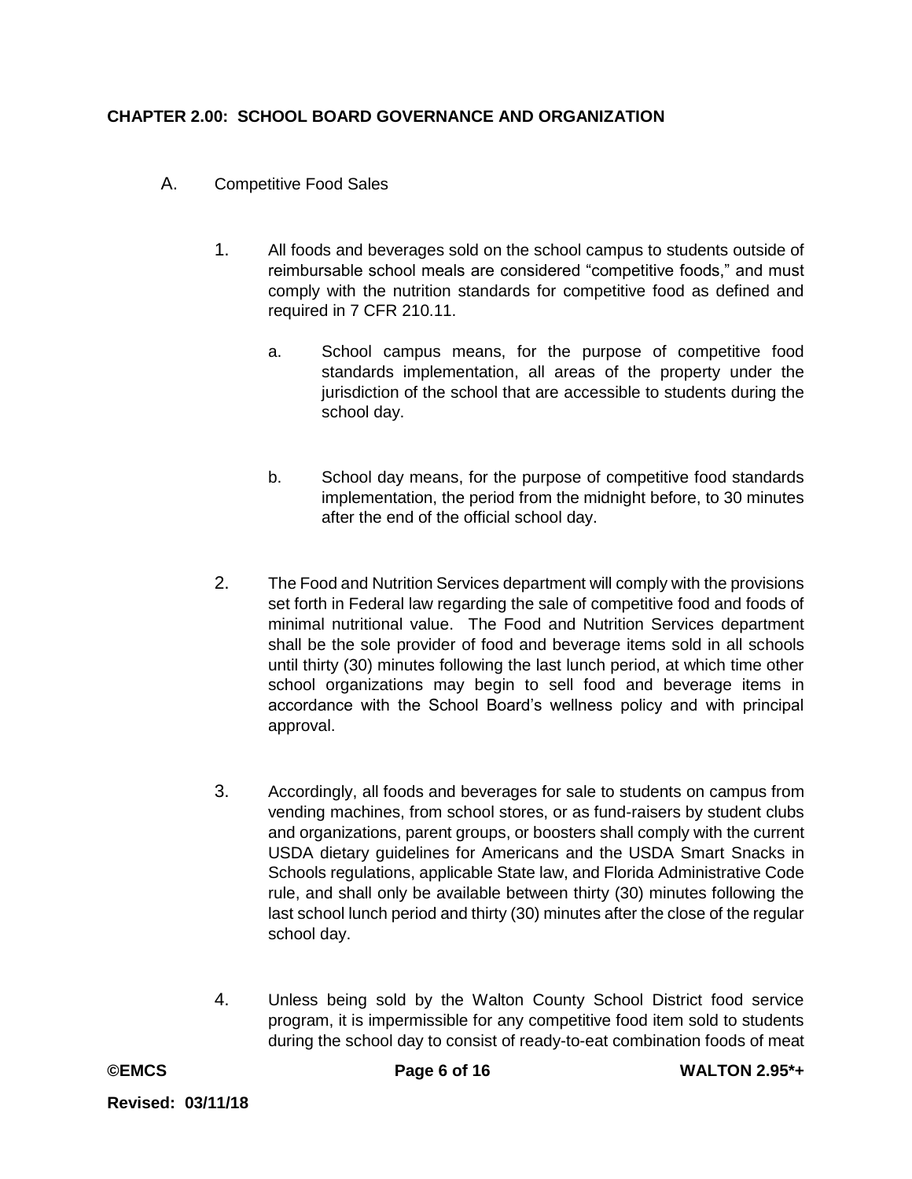**CHAPTER 2.00: SCHOOL BOARD GOVERNANCE AND ORGANIZATION**

A. Competitive Food Sales

1. All foods and beverages sold on the school campus to students outside of reimbursable school meals are considered "competitive foods," and must comply with the nutrition standards for competitive food as defined and required in 7 CFR 210.11.

   a. School campus means, for the purpose of competitive food standards implementation, all areas of the property under the jurisdiction of the school that are accessible to students during the school day.

   b. School day means, for the purpose of competitive food standards implementation, the period from the midnight before, to 30 minutes after the end of the official school day.

2. The Food and Nutrition Services department will comply with the provisions set forth in Federal law regarding the sale of competitive food and foods of minimal nutritional value. The Food and Nutrition Services department shall be the sole provider of food and beverage items sold in all schools until thirty (30) minutes following the last lunch period, at which time other school organizations may begin to sell food and beverage items in accordance with the School Board's wellness policy and with principal approval.

3. Accordingly, all foods and beverages for sale to students on campus from vending machines, from school stores, or as fund-raisers by student clubs and organizations, parent groups, or boosters shall comply with the current USDA dietary guidelines for Americans and the USDA Smart Snacks in Schools regulations, applicable State law, and Florida Administrative Code rule, and shall only be available between thirty (30) minutes following the last school lunch period and thirty (30) minutes after the close of the regular school day.

4. Unless being sold by the Walton County School District food service program, it is impermissible for any competitive food item sold to students during the school day to consist of ready-to-eat combination foods of meat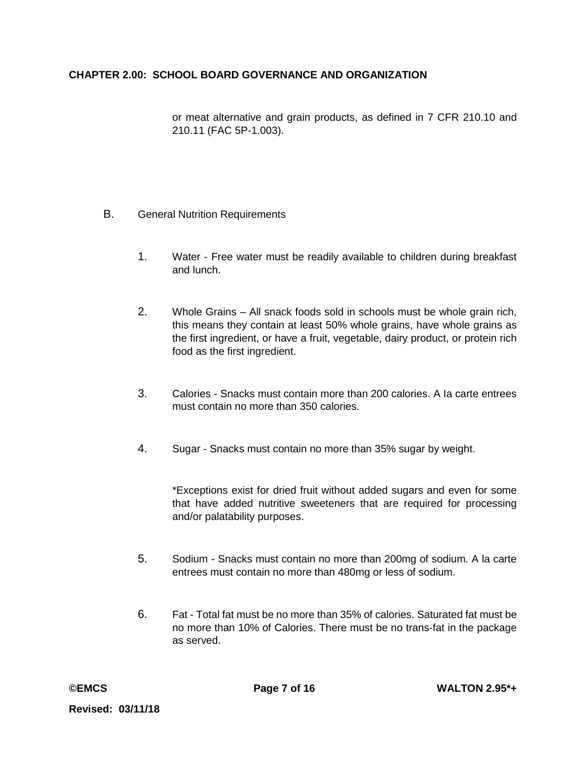or meat alternative and grain products, as defined in 7 CFR 210.10 and 210.11 (FAC 5P-1.003).

B. General Nutrition Requirements

1. Water - Free water must be readily available to children during breakfast and lunch.

2. Whole Grains – All snack foods sold in schools must be whole grain rich, this means they contain at least 50% whole grains, have whole grains as the first ingredient, or have a fruit, vegetable, dairy product, or protein rich food as the first ingredient.

3. Calories - Snacks must contain more than 200 calories. A Ia carte entrees must contain no more than 350 calories.

4. Sugar - Snacks must contain no more than 35% sugar by weight.

   *Exceptions exist for dried fruit without added sugars and even for some that have added nutritive sweeteners that are required for processing and/or palatability purposes.

5. Sodium - Snacks must contain no more than 200mg of sodium. A la carte entrees must contain no more than 480mg or less of sodium.

6. Fat - Total fat must be no more than 35% of calories. Saturated fat must be no more than 10% of Calories. There must be no trans-fat in the package as served.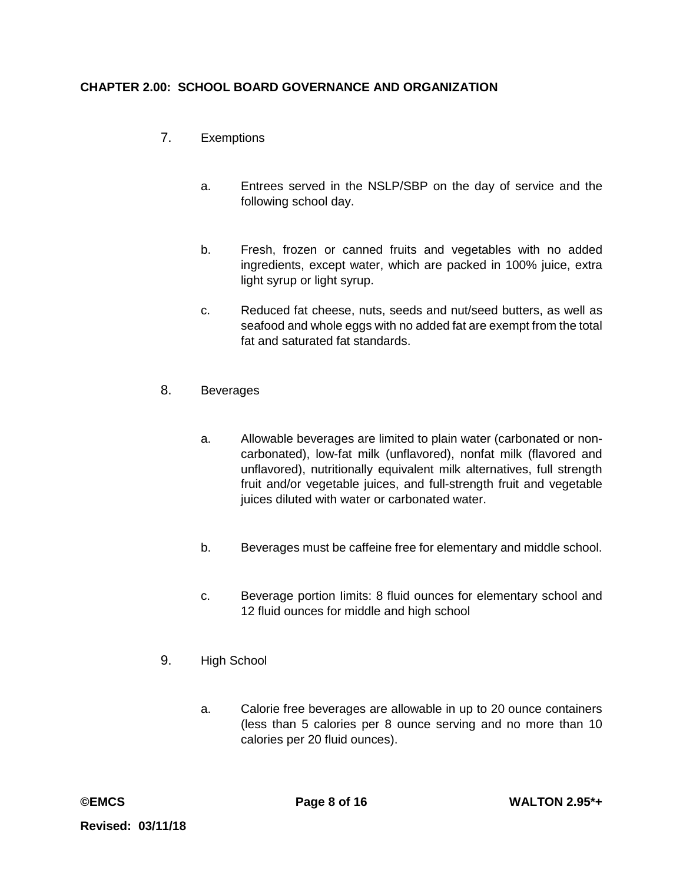7. Exemptions

   a. Entrees served in the NSLP/SBP on the day of service and the following school day.

   b. Fresh, frozen or canned fruits and vegetables with no added ingredients, except water, which are packed in 100% juice, extra light syrup or light syrup.

   c. Reduced fat cheese, nuts, seeds and nut/seed butters, as well as seafood and whole eggs with no added fat are exempt from the total fat and saturated fat standards.

8. Beverages

   a. Allowable beverages are limited to plain water (carbonated or non-carbonated), low-fat milk (unflavored), nonfat milk (flavored and unflavored), nutritionally equivalent milk alternatives, full strength fruit and/or vegetable juices, and full-strength fruit and vegetable juices diluted with water or carbonated water.

   b. Beverages must be caffeine free for elementary and middle school.

   c. Beverage portion limits: 8 fluid ounces for elementary school and 12 fluid ounces for middle and high school

9. High School

   a. Calorie free beverages are allowable in up to 20 ounce containers (less than 5 calories per 8 ounce serving and no more than 10 calories per 20 fluid ounces).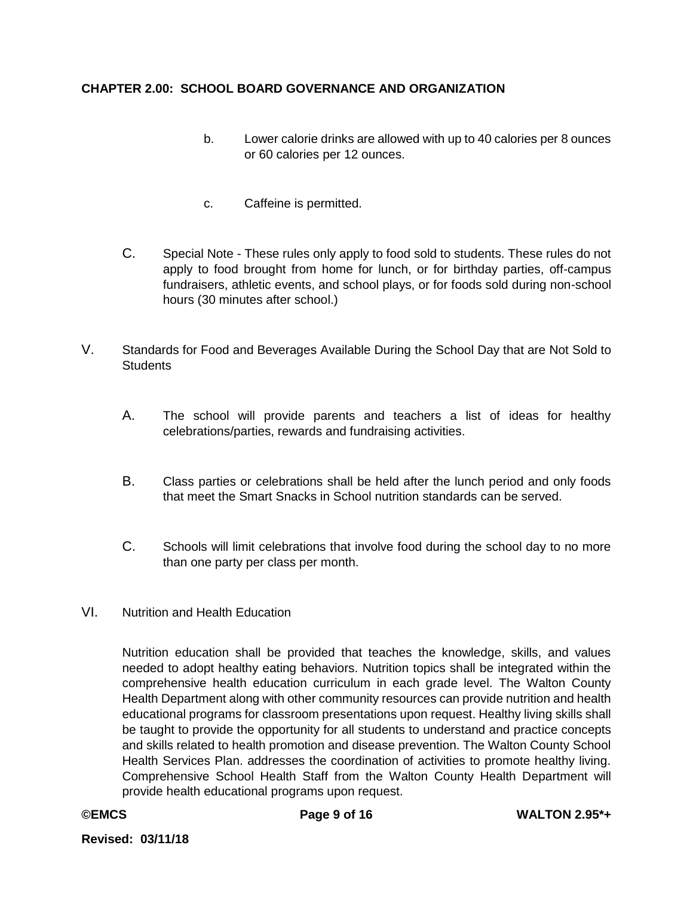b. Lower calorie drinks are allowed with up to 40 calories per 8 ounces or 60 calories per 12 ounces.

c. Caffeine is permitted.

C. Special Note - These rules only apply to food sold to students. These rules do not apply to food brought from home for lunch, or for birthday parties, off-campus fundraisers, athletic events, and school plays, or for foods sold during non-school hours (30 minutes after school.)

V. Standards for Food and Beverages Available During the School Day that are Not Sold to Students

A. The school will provide parents and teachers a list of ideas for healthy celebrations/parties, rewards and fundraising activities.

B. Class parties or celebrations shall be held after the lunch period and only foods that meet the Smart Snacks in School nutrition standards can be served.

C. Schools will limit celebrations that involve food during the school day to no more than one party per class per month.

VI. Nutrition and Health Education

Nutrition education shall be provided that teaches the knowledge, skills, and values needed to adopt healthy eating behaviors. Nutrition topics shall be integrated within the comprehensive health education curriculum in each grade level. The Walton County Health Department along with other community resources can provide nutrition and health educational programs for classroom presentations upon request. Healthy living skills shall be taught to provide the opportunity for all students to understand and practice concepts and skills related to health promotion and disease prevention. The Walton County School Health Services Plan. addresses the coordination of activities to promote healthy living. Comprehensive School Health Staff from the Walton County Health Department will provide health educational programs upon request.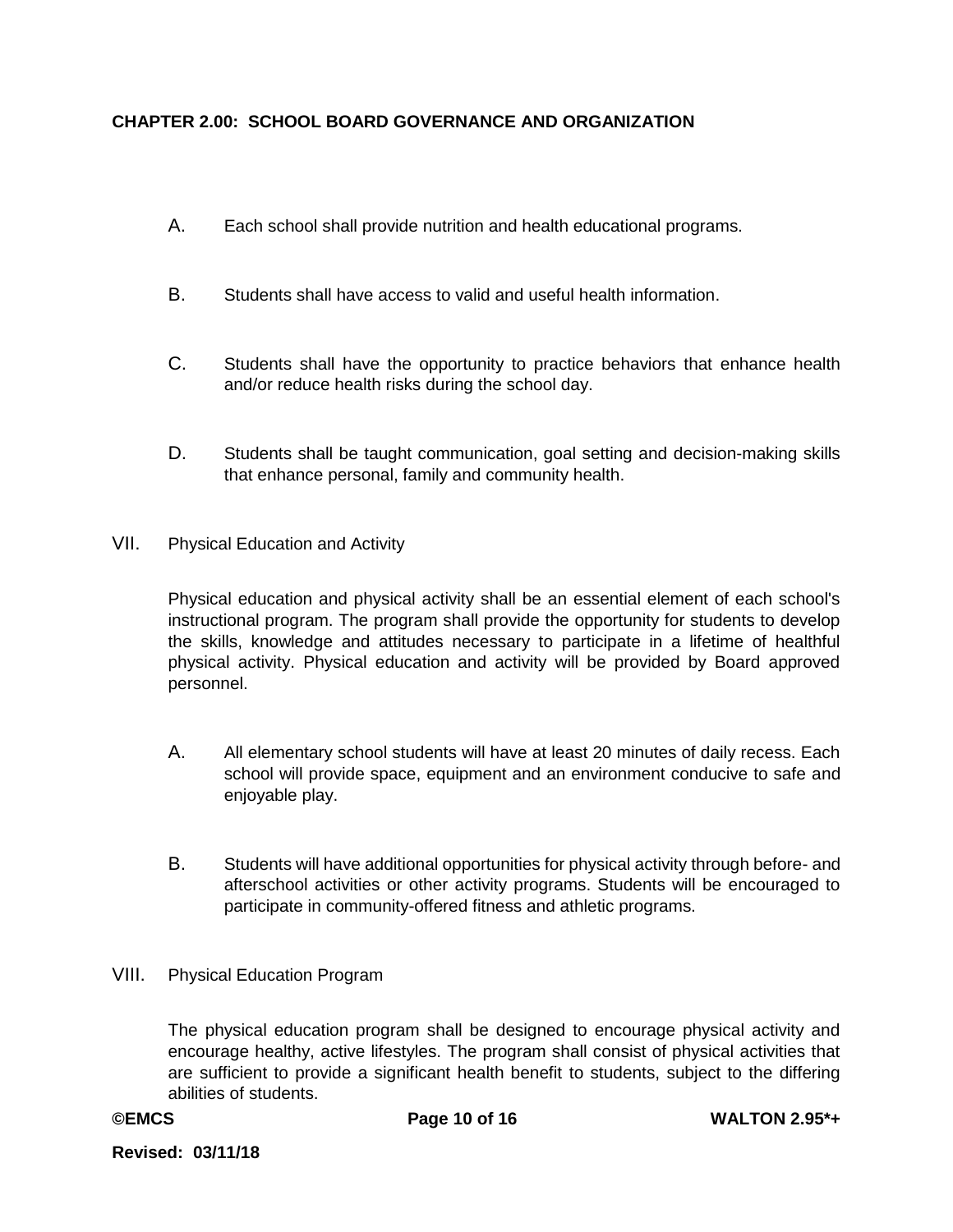A. Each school shall provide nutrition and health educational programs.

B. Students shall have access to valid and useful health information.

C. Students shall have the opportunity to practice behaviors that enhance health and/or reduce health risks during the school day.

D. Students shall be taught communication, goal setting and decision-making skills that enhance personal, family and community health.

VII. Physical Education and Activity

Physical education and physical activity shall be an essential element of each school's instructional program. The program shall provide the opportunity for students to develop the skills, knowledge and attitudes necessary to participate in a lifetime of healthful physical activity. Physical education and activity will be provided by Board approved personnel.

A. All elementary school students will have at least 20 minutes of daily recess. Each school will provide space, equipment and an environment conducive to safe and enjoyable play.

B. Students will have additional opportunities for physical activity through before- and afterschool activities or other activity programs. Students will be encouraged to participate in community-offered fitness and athletic programs.

VIII. Physical Education Program

The physical education program shall be designed to encourage physical activity and encourage healthy, active lifestyles. The program shall consist of physical activities that are sufficient to provide a significant health benefit to students, subject to the differing abilities of students.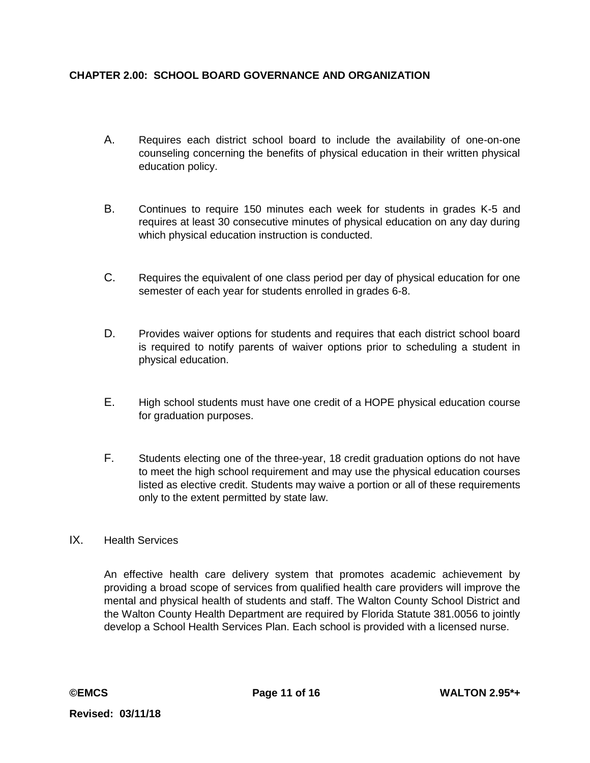A. Requires each district school board to include the availability of one-on-one counseling concerning the benefits of physical education in their written physical education policy.

B. Continues to require 150 minutes each week for students in grades K-5 and requires at least 30 consecutive minutes of physical education on any day during which physical education instruction is conducted.

C. Requires the equivalent of one class period per day of physical education for one semester of each year for students enrolled in grades 6-8.

D. Provides waiver options for students and requires that each district school board is required to notify parents of waiver options prior to scheduling a student in physical education.

E. High school students must have one credit of a HOPE physical education course for graduation purposes.

F. Students electing one of the three-year, 18 credit graduation options do not have to meet the high school requirement and may use the physical education courses listed as elective credit. Students may waive a portion or all of these requirements only to the extent permitted by state law.

IX. Health Services

An effective health care delivery system that promotes academic achievement by providing a broad scope of services from qualified health care providers will improve the mental and physical health of students and staff. The Walton County School District and the Walton County Health Department are required by Florida Statute 381.0056 to jointly develop a School Health Services Plan. Each school is provided with a licensed nurse.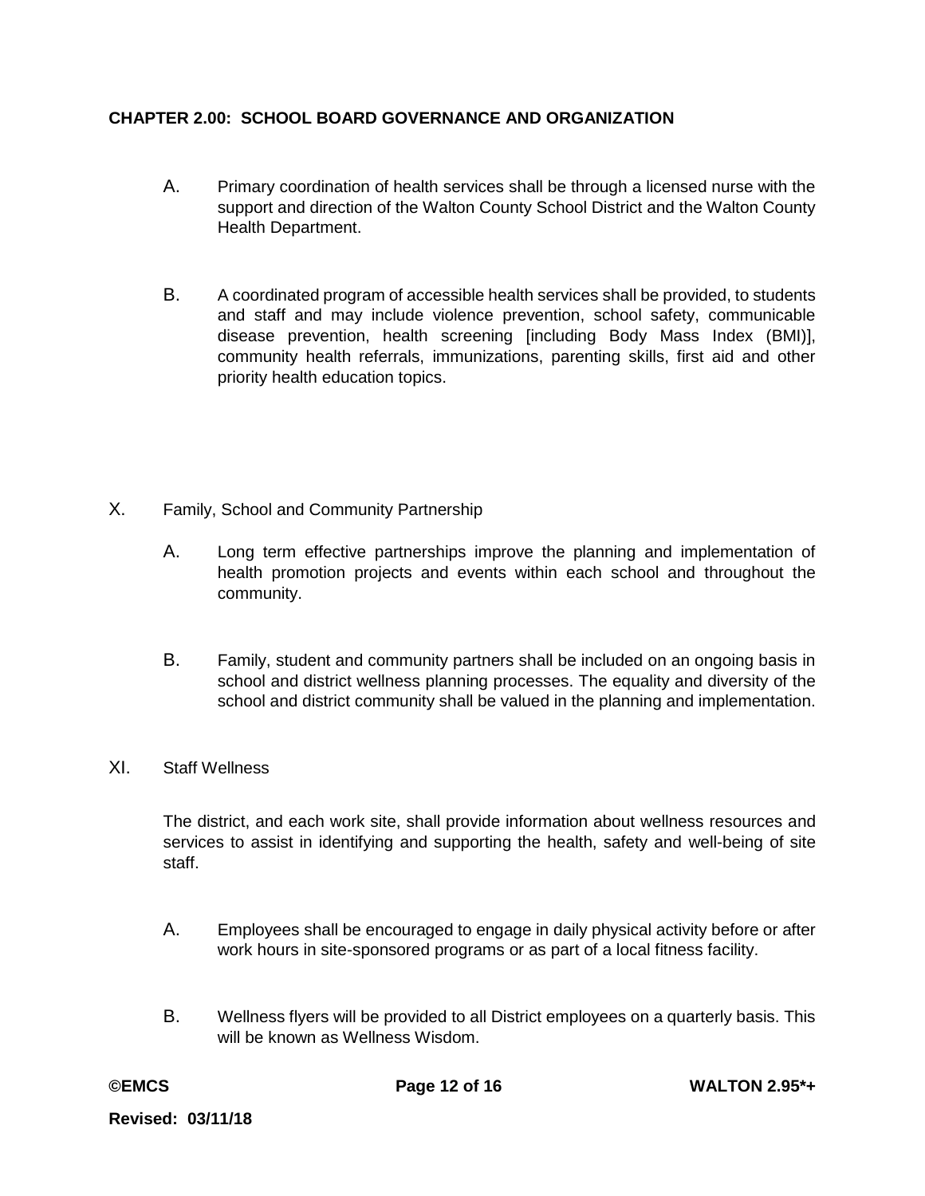A. Primary coordination of health services shall be through a licensed nurse with the support and direction of the Walton County School District and the Walton County Health Department.

B. A coordinated program of accessible health services shall be provided, to students and staff and may include violence prevention, school safety, communicable disease prevention, health screening [including Body Mass Index (BMI)], community health referrals, immunizations, parenting skills, first aid and other priority health education topics.

X. Family, School and Community Partnership

A. Long term effective partnerships improve the planning and implementation of health promotion projects and events within each school and throughout the community.

B. Family, student and community partners shall be included on an ongoing basis in school and district wellness planning processes. The equality and diversity of the school and district community shall be valued in the planning and implementation.

XI. Staff Wellness

The district, and each work site, shall provide information about wellness resources and services to assist in identifying and supporting the health, safety and well-being of site staff.

A. Employees shall be encouraged to engage in daily physical activity before or after work hours in site-sponsored programs or as part of a local fitness facility.

B. Wellness flyers will be provided to all District employees on a quarterly basis. This will be known as Wellness Wisdom.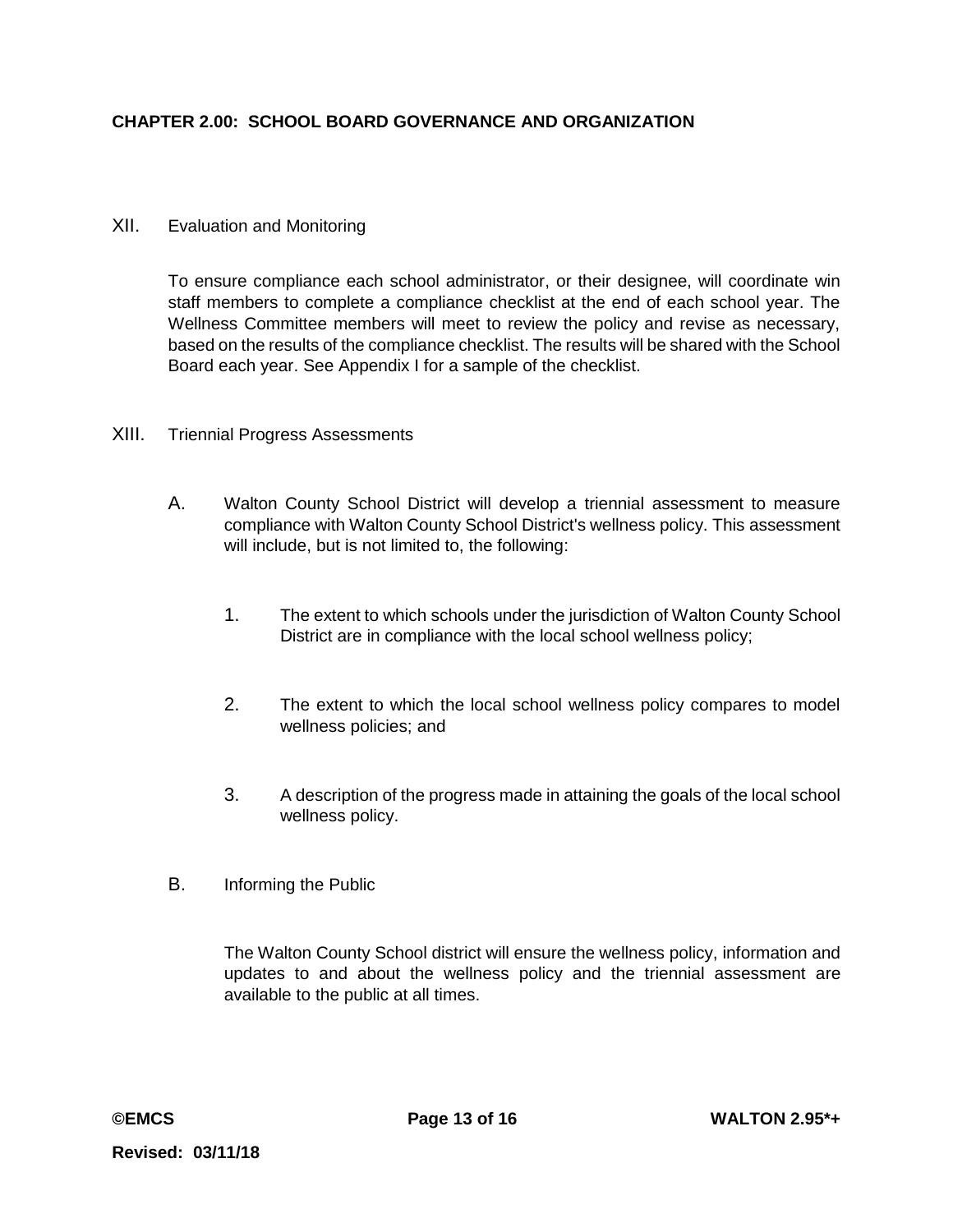## CHAPTER 2.00: SCHOOL BOARD GOVERNANCE AND ORGANIZATION

### XII. Evaluation and Monitoring

To ensure compliance each school administrator, or their designee, will coordinate win staff members to complete a compliance checklist at the end of each school year. The Wellness Committee members will meet to review the policy and revise as necessary, based on the results of the compliance checklist. The results will be shared with the School Board each year. See Appendix I for a sample of the checklist.

### XIII. Triennial Progress Assessments

A. Walton County School District will develop a triennial assessment to measure compliance with Walton County School District's wellness policy. This assessment will include, but is not limited to, the following:

1. The extent to which schools under the jurisdiction of Walton County School District are in compliance with the local school wellness policy;
2. The extent to which the local school wellness policy compares to model wellness policies; and
3. A description of the progress made in attaining the goals of the local school wellness policy.

B. Informing the Public

The Walton County School district will ensure the wellness policy, information and updates to and about the wellness policy and the triennial assessment are available to the public at all times.

**Revised: 03/11/18**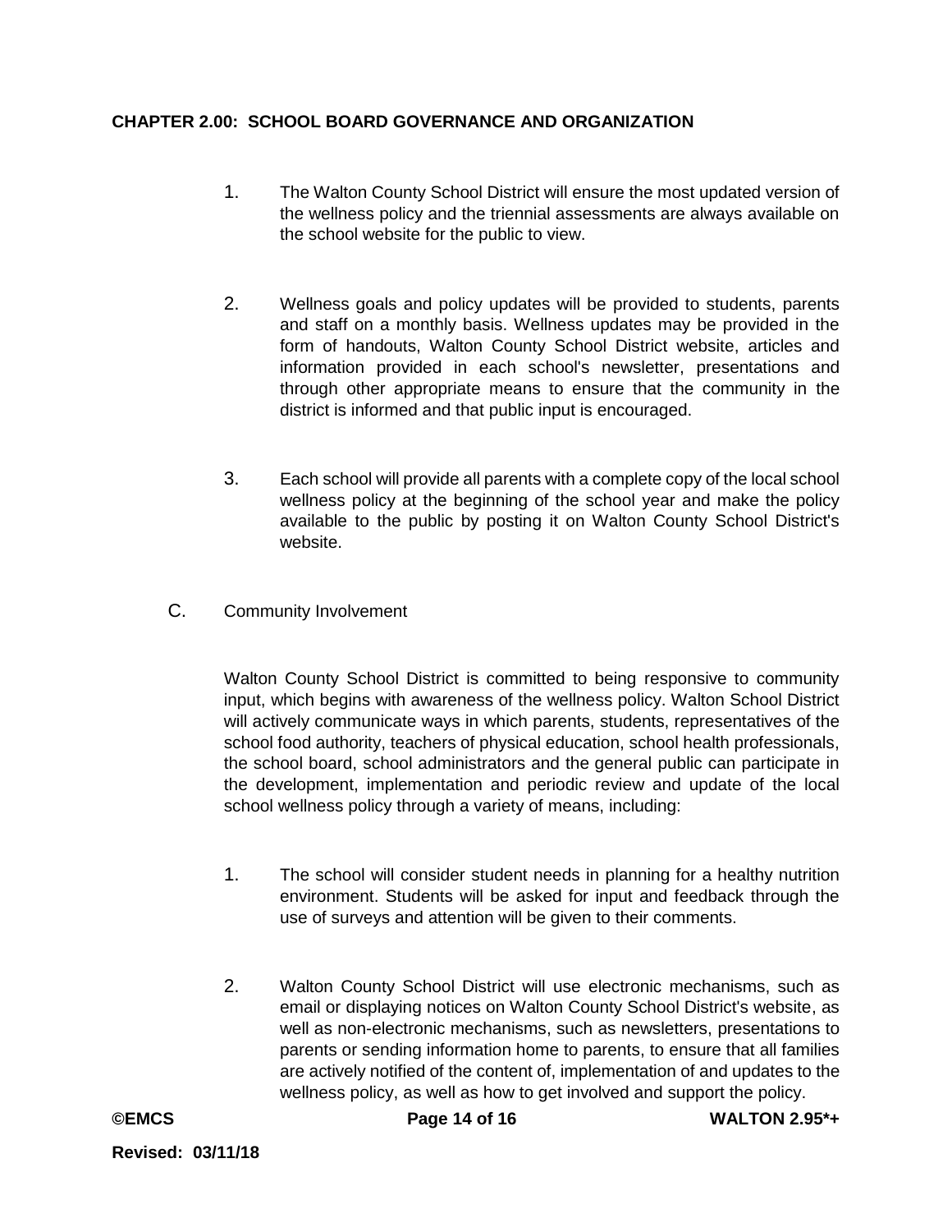**CHAPTER 2.00: SCHOOL BOARD GOVERNANCE AND ORGANIZATION**

1. The Walton County School District will ensure the most updated version of the wellness policy and the triennial assessments are always available on the school website for the public to view.

2. Wellness goals and policy updates will be provided to students, parents and staff on a monthly basis. Wellness updates may be provided in the form of handouts, Walton County School District website, articles and information provided in each school's newsletter, presentations and through other appropriate means to ensure that the community in the district is informed and that public input is encouraged.

3. Each school will provide all parents with a complete copy of the local school wellness policy at the beginning of the school year and make the policy available to the public by posting it on Walton County School District's website.

C. Community Involvement

Walton County School District is committed to being responsive to community input, which begins with awareness of the wellness policy. Walton School District will actively communicate ways in which parents, students, representatives of the school food authority, teachers of physical education, school health professionals, the school board, school administrators and the general public can participate in the development, implementation and periodic review and update of the local school wellness policy through a variety of means, including:

1. The school will consider student needs in planning for a healthy nutrition environment. Students will be asked for input and feedback through the use of surveys and attention will be given to their comments.

2. Walton County School District will use electronic mechanisms, such as email or displaying notices on Walton County School District's website, as well as non-electronic mechanisms, such as newsletters, presentations to parents or sending information home to parents, to ensure that all families are actively notified of the content of, implementation of and updates to the wellness policy, as well as how to get involved and support the policy.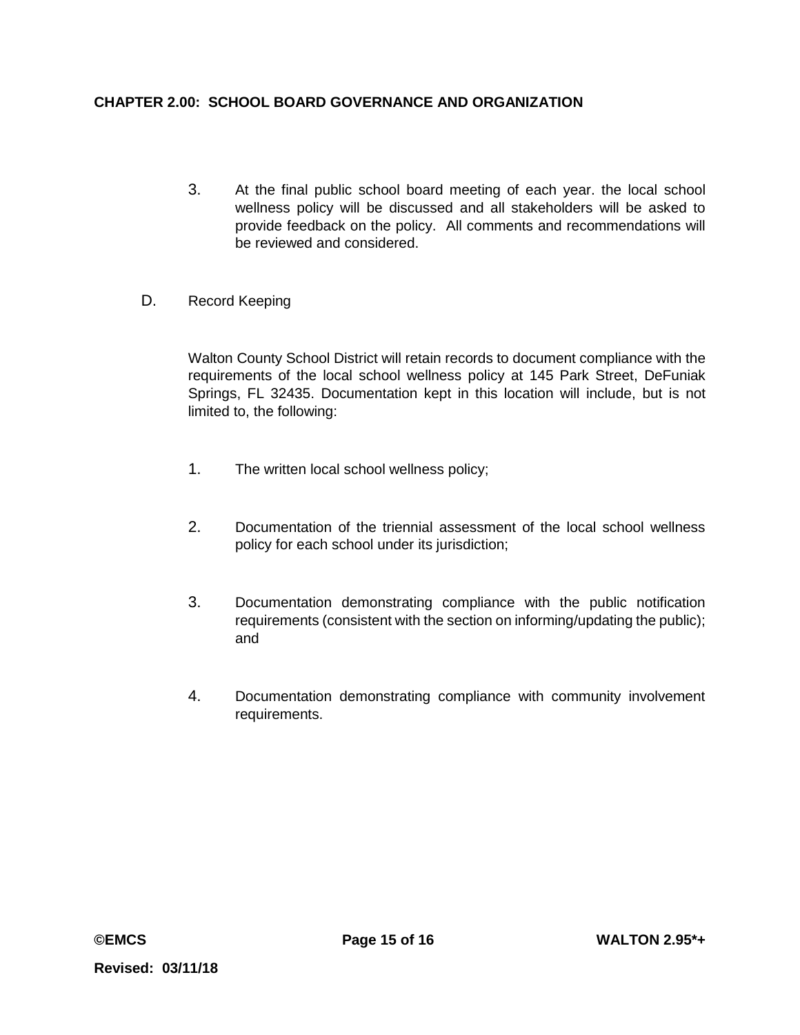3. At the final public school board meeting of each year. the local school wellness policy will be discussed and all stakeholders will be asked to provide feedback on the policy. All comments and recommendations will be reviewed and considered.

D. Record Keeping

Walton County School District will retain records to document compliance with the requirements of the local school wellness policy at 145 Park Street, DeFuniak Springs, FL 32435. Documentation kept in this location will include, but is not limited to, the following:

1. The written local school wellness policy;

2. Documentation of the triennial assessment of the local school wellness policy for each school under its jurisdiction;

3. Documentation demonstrating compliance with the public notification requirements (consistent with the section on informing/updating the public); and

4. Documentation demonstrating compliance with community involvement requirements.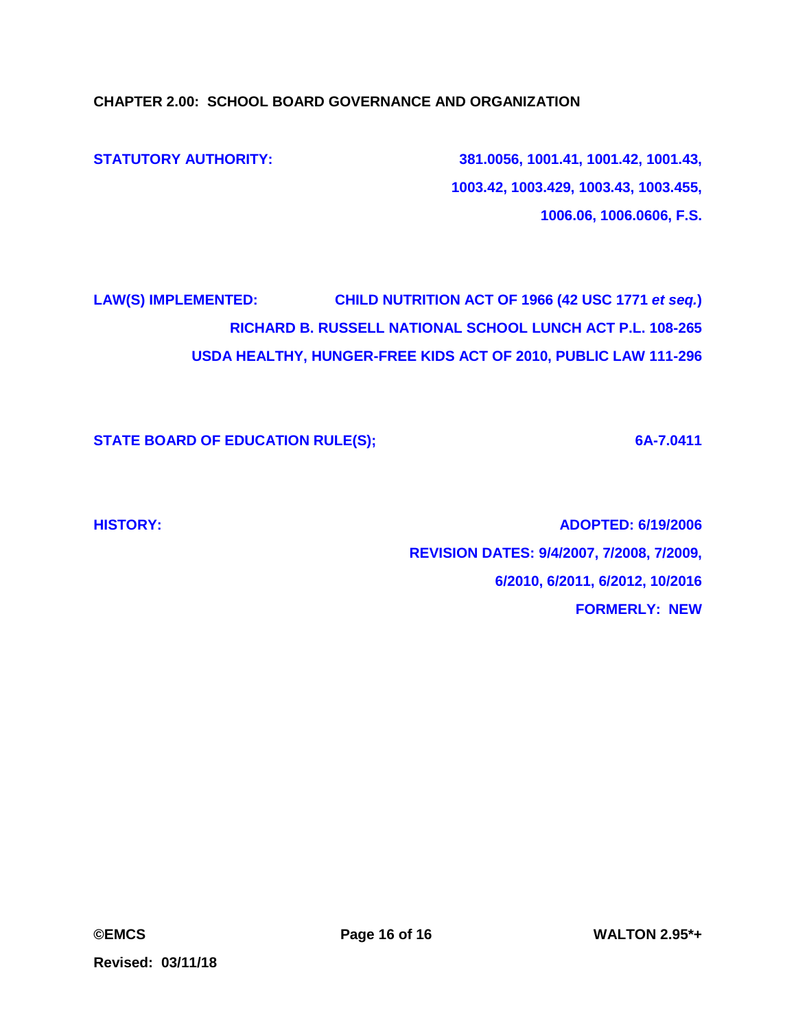**CHAPTER 2.00: SCHOOL BOARD GOVERNANCE AND ORGANIZATION**

**STATUTORY AUTHORITY:** 381.0056, 1001.41, 1001.42, 1001.43, 1003.42, 1003.429, 1003.43, 1003.455, 1006.06, 1006.0606, F.S.

**LAW(S) IMPLEMENTED:** CHILD NUTRITION ACT OF 1966 (42 USC 1771 *et seq.*)
RICHARD B. RUSSELL NATIONAL SCHOOL LUNCH ACT P.L. 108-265
USDA HEALTHY, HUNGER-FREE KIDS ACT OF 2010, PUBLIC LAW 111-296

**STATE BOARD OF EDUCATION RULE(S);** 6A-7.0411

**HISTORY:** ADOPTED: 6/19/2006
REVISION DATES: 9/4/2007, 7/2008, 7/2009, 6/2010, 6/2011, 6/2012, 10/2016
FORMERLY: NEW